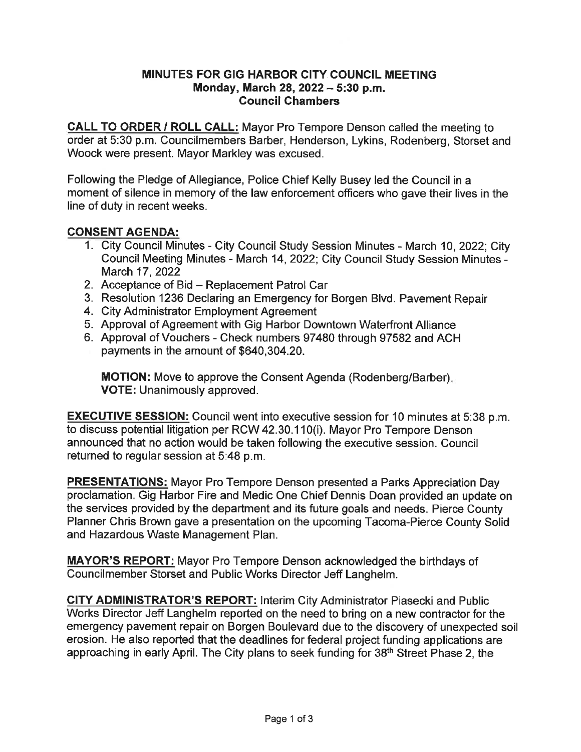# MINUTES FOR GIG HARBOR CITY COUNCIL MEETING
## Monday, March 28, 2022 – 5:30 p.m.
## Council Chambers

**CALL TO ORDER / ROLL CALL:** Mayor Pro Tempore Denson called the meeting to order at 5:30 p.m. Councilmembers Barber, Henderson, Lykins, Rodenberg, Storset and Woock were present. Mayor Markley was excused.

Following the Pledge of Allegiance, Police Chief Kelly Busey led the Council in a moment of silence in memory of the law enforcement officers who gave their lives in the line of duty in recent weeks.

**CONSENT AGENDA:**

1. City Council Minutes - City Council Study Session Minutes - March 10, 2022; City Council Meeting Minutes - March 14, 2022; City Council Study Session Minutes - March 17, 2022
2. Acceptance of Bid – Replacement Patrol Car
3. Resolution 1236 Declaring an Emergency for Borgen Blvd. Pavement Repair
4. City Administrator Employment Agreement
5. Approval of Agreement with Gig Harbor Downtown Waterfront Alliance
6. Approval of Vouchers - Check numbers 97480 through 97582 and ACH payments in the amount of $640,304.20.

   **MOTION:** Move to approve the Consent Agenda (Rodenberg/Barber).
   **VOTE:** Unanimously approved.

**EXECUTIVE SESSION:** Council went into executive session for 10 minutes at 5:38 p.m. to discuss potential litigation per RCW 42.30.110(i). Mayor Pro Tempore Denson announced that no action would be taken following the executive session. Council returned to regular session at 5:48 p.m.

**PRESENTATIONS:** Mayor Pro Tempore Denson presented a Parks Appreciation Day proclamation. Gig Harbor Fire and Medic One Chief Dennis Doan provided an update on the services provided by the department and its future goals and needs. Pierce County Planner Chris Brown gave a presentation on the upcoming Tacoma-Pierce County Solid and Hazardous Waste Management Plan.

**MAYOR'S REPORT:** Mayor Pro Tempore Denson acknowledged the birthdays of Councilmember Storset and Public Works Director Jeff Langhelm.

**CITY ADMINISTRATOR'S REPORT:** Interim City Administrator Piasecki and Public Works Director Jeff Langhelm reported on the need to bring on a new contractor for the emergency pavement repair on Borgen Boulevard due to the discovery of unexpected soil erosion. He also reported that the deadlines for federal project funding applications are approaching in early April. The City plans to seek funding for 38th Street Phase 2, the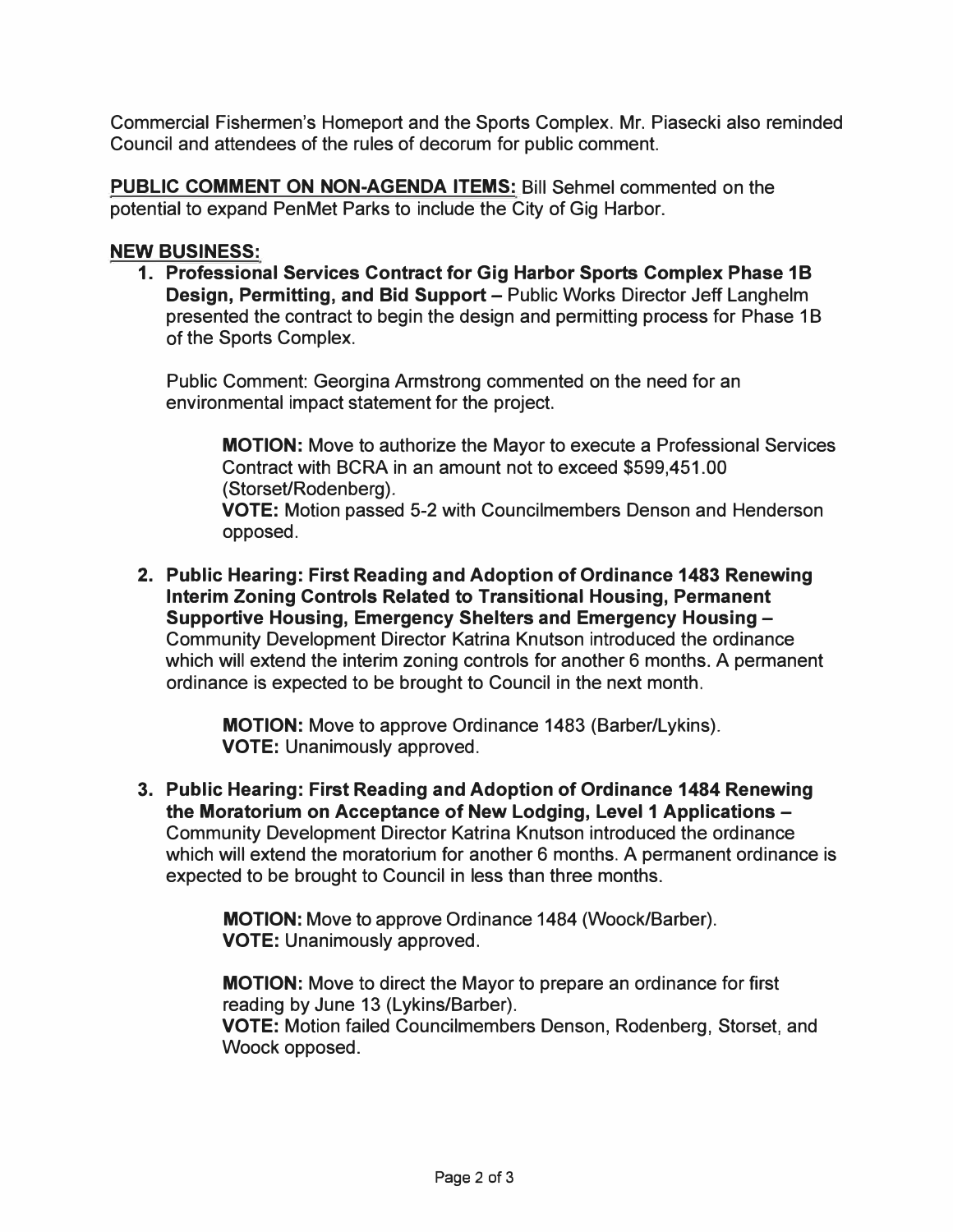Commercial Fishermen's Homeport and the Sports Complex. Mr. Piasecki also reminded Council and attendees of the rules of decorum for public comment.

**PUBLIC COMMENT ON NON-AGENDA ITEMS:** Bill Sehmel commented on the potential to expand PenMet Parks to include the City of Gig Harbor.

**NEW BUSINESS:**

1. **Professional Services Contract for Gig Harbor Sports Complex Phase 1B Design, Permitting, and Bid Support –** Public Works Director Jeff Langhelm presented the contract to begin the design and permitting process for Phase 1B of the Sports Complex.

   Public Comment: Georgina Armstrong commented on the need for an environmental impact statement for the project.

   > **MOTION:** Move to authorize the Mayor to execute a Professional Services Contract with BCRA in an amount not to exceed $599,451.00 (Storset/Rodenberg).
   > **VOTE:** Motion passed 5-2 with Councilmembers Denson and Henderson opposed.

2. **Public Hearing: First Reading and Adoption of Ordinance 1483 Renewing Interim Zoning Controls Related to Transitional Housing, Permanent Supportive Housing, Emergency Shelters and Emergency Housing –** Community Development Director Katrina Knutson introduced the ordinance which will extend the interim zoning controls for another 6 months. A permanent ordinance is expected to be brought to Council in the next month.

   > **MOTION:** Move to approve Ordinance 1483 (Barber/Lykins).
   > **VOTE:** Unanimously approved.

3. **Public Hearing: First Reading and Adoption of Ordinance 1484 Renewing the Moratorium on Acceptance of New Lodging, Level 1 Applications –** Community Development Director Katrina Knutson introduced the ordinance which will extend the moratorium for another 6 months. A permanent ordinance is expected to be brought to Council in less than three months.

   > **MOTION:** Move to approve Ordinance 1484 (Woock/Barber).
   > **VOTE:** Unanimously approved.
   >
   > **MOTION:** Move to direct the Mayor to prepare an ordinance for first reading by June 13 (Lykins/Barber).
   > **VOTE:** Motion failed Councilmembers Denson, Rodenberg, Storset, and Woock opposed.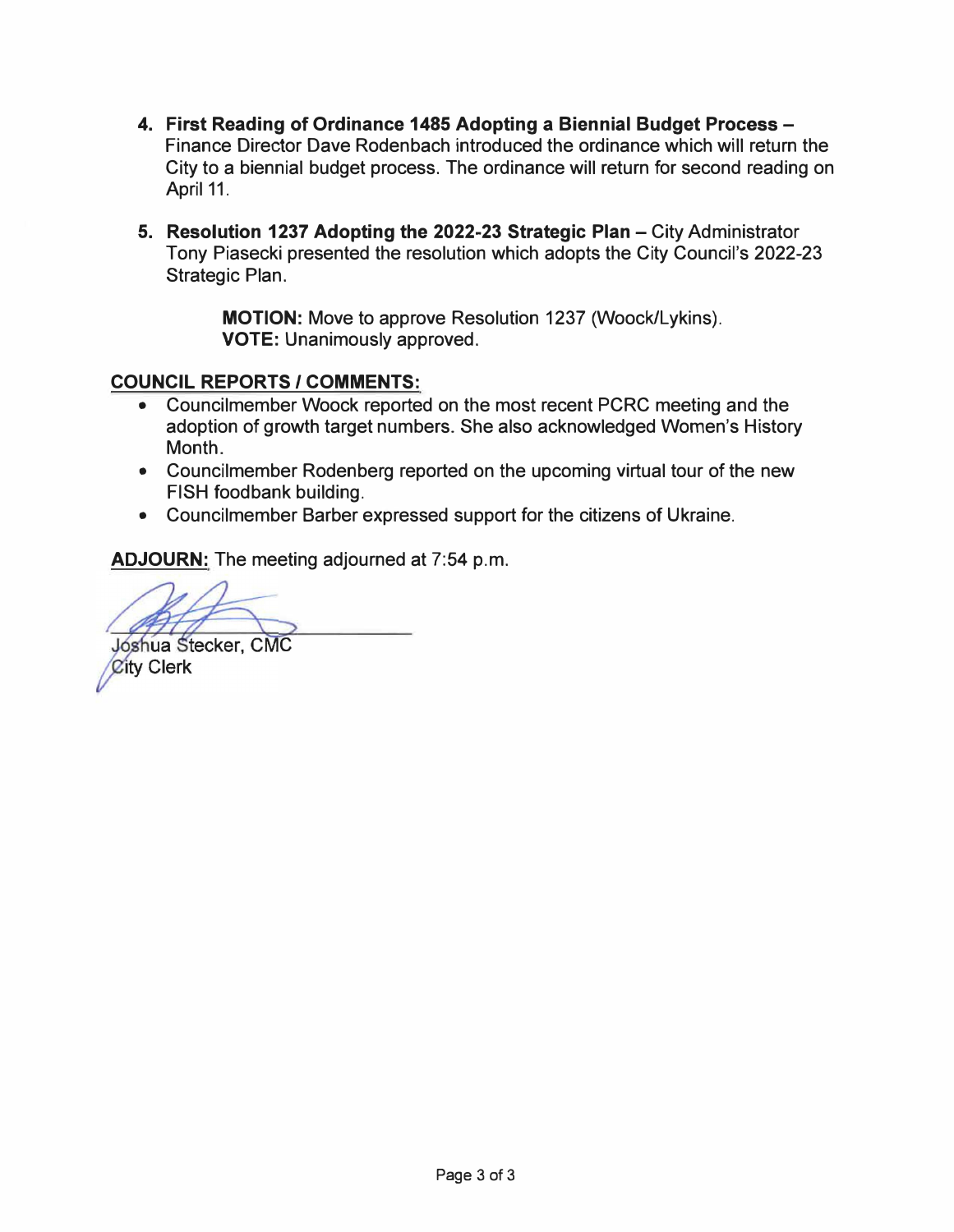4. **First Reading of Ordinance 1485 Adopting a Biennial Budget Process –** Finance Director Dave Rodenbach introduced the ordinance which will return the City to a biennial budget process. The ordinance will return for second reading on April 11.

5. **Resolution 1237 Adopting the 2022-23 Strategic Plan –** City Administrator Tony Piasecki presented the resolution which adopts the City Council's 2022-23 Strategic Plan.

   **MOTION:** Move to approve Resolution 1237 (Woock/Lykins).
   **VOTE:** Unanimously approved.

**COUNCIL REPORTS / COMMENTS:**

- Councilmember Woock reported on the most recent PCRC meeting and the adoption of growth target numbers. She also acknowledged Women's History Month.
- Councilmember Rodenberg reported on the upcoming virtual tour of the new FISH foodbank building.
- Councilmember Barber expressed support for the citizens of Ukraine.

**ADJOURN:** The meeting adjourned at 7:54 p.m.

Joshua Stecker, CMC
City Clerk